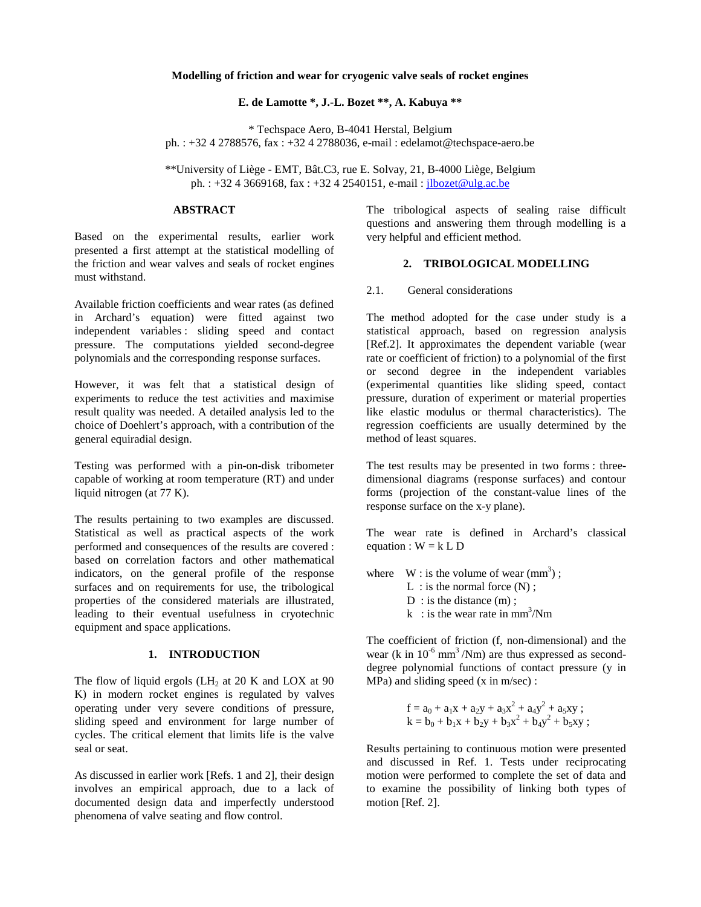# Modelling of friction and wear for cryogenic valve seals of rocket engines

**E. de Lamotte \*, J.-L. Bozet \*\*, A. Kabuya \*\***

\* Techspace Aero, B-4041 Herstal, Belgium
ph. : +32 4 2788576, fax : +32 4 2788036, e-mail : edelamot@techspace-aero.be

\*\*University of Liège - EMT, Bât.C3, rue E. Solvay, 21, B-4000 Liège, Belgium
ph. : +32 4 3669168, fax : +32 4 2540151, e-mail : jlbozet@ulg.ac.be

## ABSTRACT

Based on the experimental results, earlier work presented a first attempt at the statistical modelling of the friction and wear valves and seals of rocket engines must withstand.

Available friction coefficients and wear rates (as defined in Archard's equation) were fitted against two independent variables : sliding speed and contact pressure. The computations yielded second-degree polynomials and the corresponding response surfaces.

However, it was felt that a statistical design of experiments to reduce the test activities and maximise result quality was needed. A detailed analysis led to the choice of Doehlert's approach, with a contribution of the general equiradial design.

Testing was performed with a pin-on-disk tribometer capable of working at room temperature (RT) and under liquid nitrogen (at 77 K).

The results pertaining to two examples are discussed. Statistical as well as practical aspects of the work performed and consequences of the results are covered : based on correlation factors and other mathematical indicators, on the general profile of the response surfaces and on requirements for use, the tribological properties of the considered materials are illustrated, leading to their eventual usefulness in cryotechnic equipment and space applications.

## 1. INTRODUCTION

The flow of liquid ergols ($LH_2$ at 20 K and LOX at 90 K) in modern rocket engines is regulated by valves operating under very severe conditions of pressure, sliding speed and environment for large number of cycles. The critical element that limits life is the valve seal or seat.

As discussed in earlier work [Refs. 1 and 2], their design involves an empirical approach, due to a lack of documented design data and imperfectly understood phenomena of valve seating and flow control.

The tribological aspects of sealing raise difficult questions and answering them through modelling is a very helpful and efficient method.

## 2. TRIBOLOGICAL MODELLING

### 2.1. General considerations

The method adopted for the case under study is a statistical approach, based on regression analysis [Ref.2]. It approximates the dependent variable (wear rate or coefficient of friction) to a polynomial of the first or second degree in the independent variables (experimental quantities like sliding speed, contact pressure, duration of experiment or material properties like elastic modulus or thermal characteristics). The regression coefficients are usually determined by the method of least squares.

The test results may be presented in two forms : three-dimensional diagrams (response surfaces) and contour forms (projection of the constant-value lines of the response surface on the x-y plane).

The wear rate is defined in Archard's classical equation : $W = k\,L\,D$

where W : is the volume of wear ($mm^3$) ;
L : is the normal force (N) ;
D : is the distance (m) ;
k : is the wear rate in $mm^3$/Nm

The coefficient of friction (f, non-dimensional) and the wear (k in $10^{-6}$ $mm^3$/Nm) are thus expressed as second-degree polynomial functions of contact pressure (y in MPa) and sliding speed (x in m/sec) :

$$f = a_0 + a_1x + a_2y + a_3x^2 + a_4y^2 + a_5xy \;;$$
$$k = b_0 + b_1x + b_2y + b_3x^2 + b_4y^2 + b_5xy \;;$$

Results pertaining to continuous motion were presented and discussed in Ref. 1. Tests under reciprocating motion were performed to complete the set of data and to examine the possibility of linking both types of motion [Ref. 2].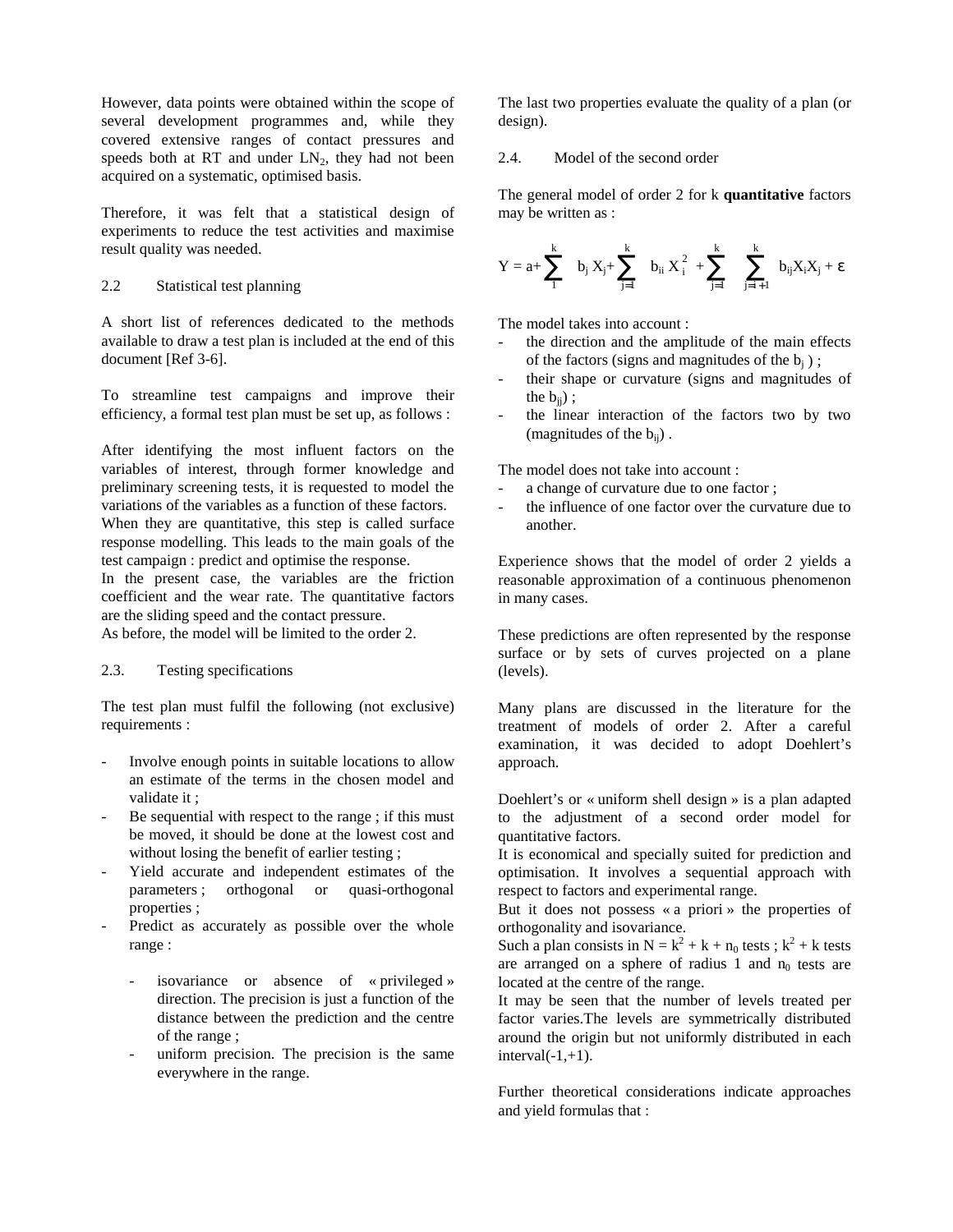However, data points were obtained within the scope of several development programmes and, while they covered extensive ranges of contact pressures and speeds both at RT and under $LN_2$, they had not been acquired on a systematic, optimised basis.

Therefore, it was felt that a statistical design of experiments to reduce the test activities and maximise result quality was needed.

## 2.2 Statistical test planning

A short list of references dedicated to the methods available to draw a test plan is included at the end of this document [Ref 3-6].

To streamline test campaigns and improve their efficiency, a formal test plan must be set up, as follows :

After identifying the most influent factors on the variables of interest, through former knowledge and preliminary screening tests, it is requested to model the variations of the variables as a function of these factors.
When they are quantitative, this step is called surface response modelling. This leads to the main goals of the test campaign : predict and optimise the response.
In the present case, the variables are the friction coefficient and the wear rate. The quantitative factors are the sliding speed and the contact pressure.
As before, the model will be limited to the order 2.

## 2.3. Testing specifications

The test plan must fulfil the following (not exclusive) requirements :

- Involve enough points in suitable locations to allow an estimate of the terms in the chosen model and validate it ;
- Be sequential with respect to the range ; if this must be moved, it should be done at the lowest cost and without losing the benefit of earlier testing ;
- Yield accurate and independent estimates of the parameters ; orthogonal or quasi-orthogonal properties ;
- Predict as accurately as possible over the whole range :
  - isovariance or absence of « privileged » direction. The precision is just a function of the distance between the prediction and the centre of the range ;
  - uniform precision. The precision is the same everywhere in the range.

The last two properties evaluate the quality of a plan (or design).

## 2.4. Model of the second order

The general model of order 2 for k **quantitative** factors may be written as :

$$Y = a + \sum_{1}^{k} b_j X_j + \sum_{j=1}^{k} b_{ii} X_i^2 + \sum_{j=1}^{k} \sum_{j=i+1}^{k} b_{ij} X_i X_j + \varepsilon$$

The model takes into account :

- the direction and the amplitude of the main effects of the factors (signs and magnitudes of the $b_j$ ) ;
- their shape or curvature (signs and magnitudes of the $b_{jj}$) ;
- the linear interaction of the factors two by two (magnitudes of the $b_{ij}$) .

The model does not take into account :

- a change of curvature due to one factor ;
- the influence of one factor over the curvature due to another.

Experience shows that the model of order 2 yields a reasonable approximation of a continuous phenomenon in many cases.

These predictions are often represented by the response surface or by sets of curves projected on a plane (levels).

Many plans are discussed in the literature for the treatment of models of order 2. After a careful examination, it was decided to adopt Doehlert's approach.

Doehlert's or « uniform shell design » is a plan adapted to the adjustment of a second order model for quantitative factors.
It is economical and specially suited for prediction and optimisation. It involves a sequential approach with respect to factors and experimental range.
But it does not possess « a priori » the properties of orthogonality and isovariance.
Such a plan consists in $N = k^2 + k + n_0$ tests ; $k^2 + k$ tests are arranged on a sphere of radius 1 and $n_0$ tests are located at the centre of the range.
It may be seen that the number of levels treated per factor varies.The levels are symmetrically distributed around the origin but not uniformly distributed in each interval(-1,+1).

Further theoretical considerations indicate approaches and yield formulas that :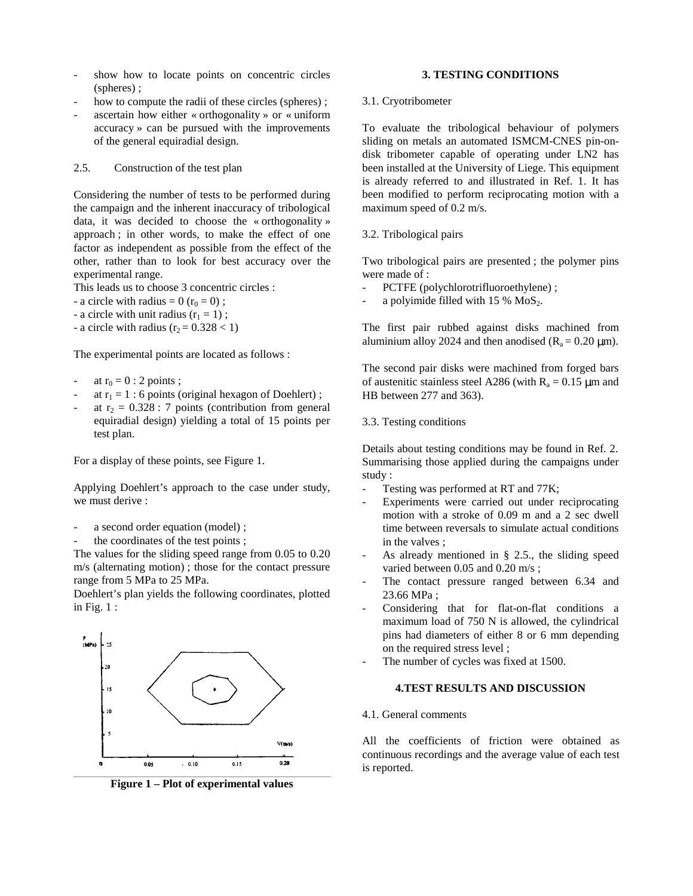- show how to locate points on concentric circles (spheres) ;
- how to compute the radii of these circles (spheres) ;
- ascertain how either « orthogonality » or « uniform accuracy » can be pursued with the improvements of the general equiradial design.

### 2.5. Construction of the test plan

Considering the number of tests to be performed during the campaign and the inherent inaccuracy of tribological data, it was decided to choose the « orthogonality » approach ; in other words, to make the effect of one factor as independent as possible from the effect of the other, rather than to look for best accuracy over the experimental range.

This leads us to choose 3 concentric circles :

- a circle with radius = 0 ($r_0 = 0$) ;
- a circle with unit radius ($r_1 = 1$) ;
- a circle with radius ($r_2 = 0.328 < 1$)

The experimental points are located as follows :

- at $r_0 = 0$ : 2 points ;
- at $r_1 = 1$ : 6 points (original hexagon of Doehlert) ;
- at $r_2 = 0.328$ : 7 points (contribution from general equiradial design) yielding a total of 15 points per test plan.

For a display of these points, see Figure 1.

Applying Doehlert's approach to the case under study, we must derive :

- a second order equation (model) ;
- the coordinates of the test points ;

The values for the sliding speed range from 0.05 to 0.20 m/s (alternating motion) ; those for the contact pressure range from 5 MPa to 25 MPa.

Doehlert's plan yields the following coordinates, plotted in Fig. 1 :

**Figure 1 – Plot of experimental values**

## 3. TESTING CONDITIONS

### 3.1. Cryotribometer

To evaluate the tribological behaviour of polymers sliding on metals an automated ISMCM-CNES pin-on-disk tribometer capable of operating under LN2 has been installed at the University of Liege. This equipment is already referred to and illustrated in Ref. 1. It has been modified to perform reciprocating motion with a maximum speed of 0.2 m/s.

### 3.2. Tribological pairs

Two tribological pairs are presented ; the polymer pins were made of :

- PCTFE (polychlorotrifluoroethylene) ;
- a polyimide filled with 15 % $MoS_2$.

The first pair rubbed against disks machined from aluminium alloy 2024 and then anodised ($R_a = 0.20$ μm).

The second pair disks were machined from forged bars of austenitic stainless steel A286 (with $R_a = 0.15$ μm and HB between 277 and 363).

### 3.3. Testing conditions

Details about testing conditions may be found in Ref. 2. Summarising those applied during the campaigns under study :

- Testing was performed at RT and 77K;
- Experiments were carried out under reciprocating motion with a stroke of 0.09 m and a 2 sec dwell time between reversals to simulate actual conditions in the valves ;
- As already mentioned in § 2.5., the sliding speed varied between 0.05 and 0.20 m/s ;
- The contact pressure ranged between 6.34 and 23.66 MPa ;
- Considering that for flat-on-flat conditions a maximum load of 750 N is allowed, the cylindrical pins had diameters of either 8 or 6 mm depending on the required stress level ;
- The number of cycles was fixed at 1500.

## 4.TEST RESULTS AND DISCUSSION

### 4.1. General comments

All the coefficients of friction were obtained as continuous recordings and the average value of each test is reported.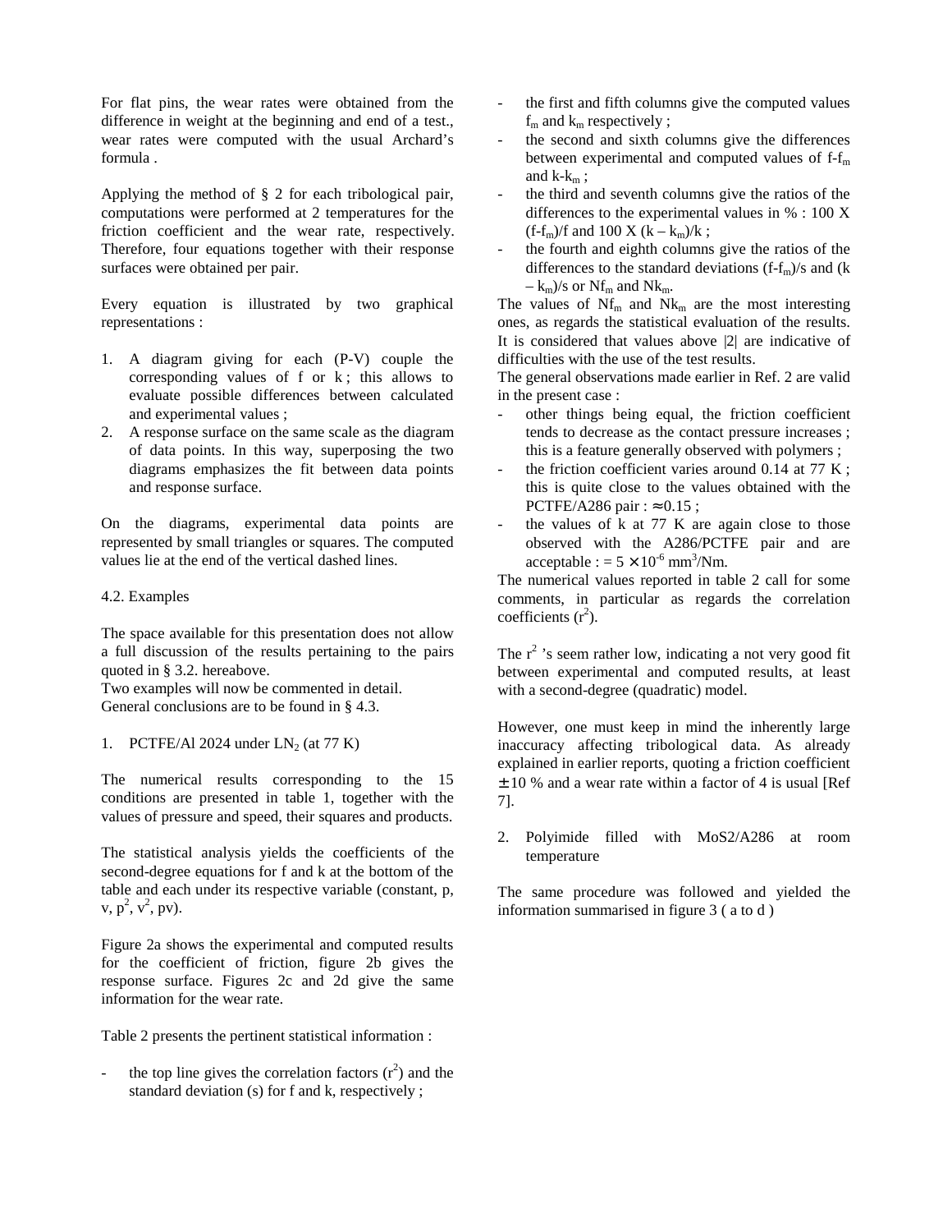For flat pins, the wear rates were obtained from the difference in weight at the beginning and end of a test., wear rates were computed with the usual Archard's formula .

Applying the method of § 2 for each tribological pair, computations were performed at 2 temperatures for the friction coefficient and the wear rate, respectively. Therefore, four equations together with their response surfaces were obtained per pair.

Every equation is illustrated by two graphical representations :

1. A diagram giving for each (P-V) couple the corresponding values of f or k ; this allows to evaluate possible differences between calculated and experimental values ;
2. A response surface on the same scale as the diagram of data points. In this way, superposing the two diagrams emphasizes the fit between data points and response surface.

On the diagrams, experimental data points are represented by small triangles or squares. The computed values lie at the end of the vertical dashed lines.

4.2. Examples

The space available for this presentation does not allow a full discussion of the results pertaining to the pairs quoted in § 3.2. hereabove.
Two examples will now be commented in detail.
General conclusions are to be found in § 4.3.

1. PCTFE/Al 2024 under $LN_2$ (at 77 K)

The numerical results corresponding to the 15 conditions are presented in table 1, together with the values of pressure and speed, their squares and products.

The statistical analysis yields the coefficients of the second-degree equations for f and k at the bottom of the table and each under its respective variable (constant, p, v, $p^2$, $v^2$, pv).

Figure 2a shows the experimental and computed results for the coefficient of friction, figure 2b gives the response surface. Figures 2c and 2d give the same information for the wear rate.

Table 2 presents the pertinent statistical information :

- the top line gives the correlation factors ($r^2$) and the standard deviation (s) for f and k, respectively ;
- the first and fifth columns give the computed values $f_m$ and $k_m$ respectively ;
- the second and sixth columns give the differences between experimental and computed values of $f-f_m$ and $k-k_m$ ;
- the third and seventh columns give the ratios of the differences to the experimental values in % : 100 X $(f-f_m)/f$ and 100 X $(k - k_m)/k$ ;
- the fourth and eighth columns give the ratios of the differences to the standard deviations $(f-f_m)/s$ and $(k - k_m)/s$ or $Nf_m$ and $Nk_m$.

The values of $Nf_m$ and $Nk_m$ are the most interesting ones, as regards the statistical evaluation of the results. It is considered that values above |2| are indicative of difficulties with the use of the test results.
The general observations made earlier in Ref. 2 are valid in the present case :

- other things being equal, the friction coefficient tends to decrease as the contact pressure increases ; this is a feature generally observed with polymers ;
- the friction coefficient varies around 0.14 at 77 K ; this is quite close to the values obtained with the PCTFE/A286 pair : ≈ 0.15 ;
- the values of k at 77 K are again close to those observed with the A286/PCTFE pair and are acceptable : = $5 \times 10^{-6}$ $mm^3/Nm$.

The numerical values reported in table 2 call for some comments, in particular as regards the correlation coefficients ($r^2$).

The $r^2$ 's seem rather low, indicating a not very good fit between experimental and computed results, at least with a second-degree (quadratic) model.

However, one must keep in mind the inherently large inaccuracy affecting tribological data. As already explained in earlier reports, quoting a friction coefficient ± 10 % and a wear rate within a factor of 4 is usual [Ref 7].

2. Polyimide filled with MoS2/A286 at room temperature

The same procedure was followed and yielded the information summarised in figure 3 ( a to d )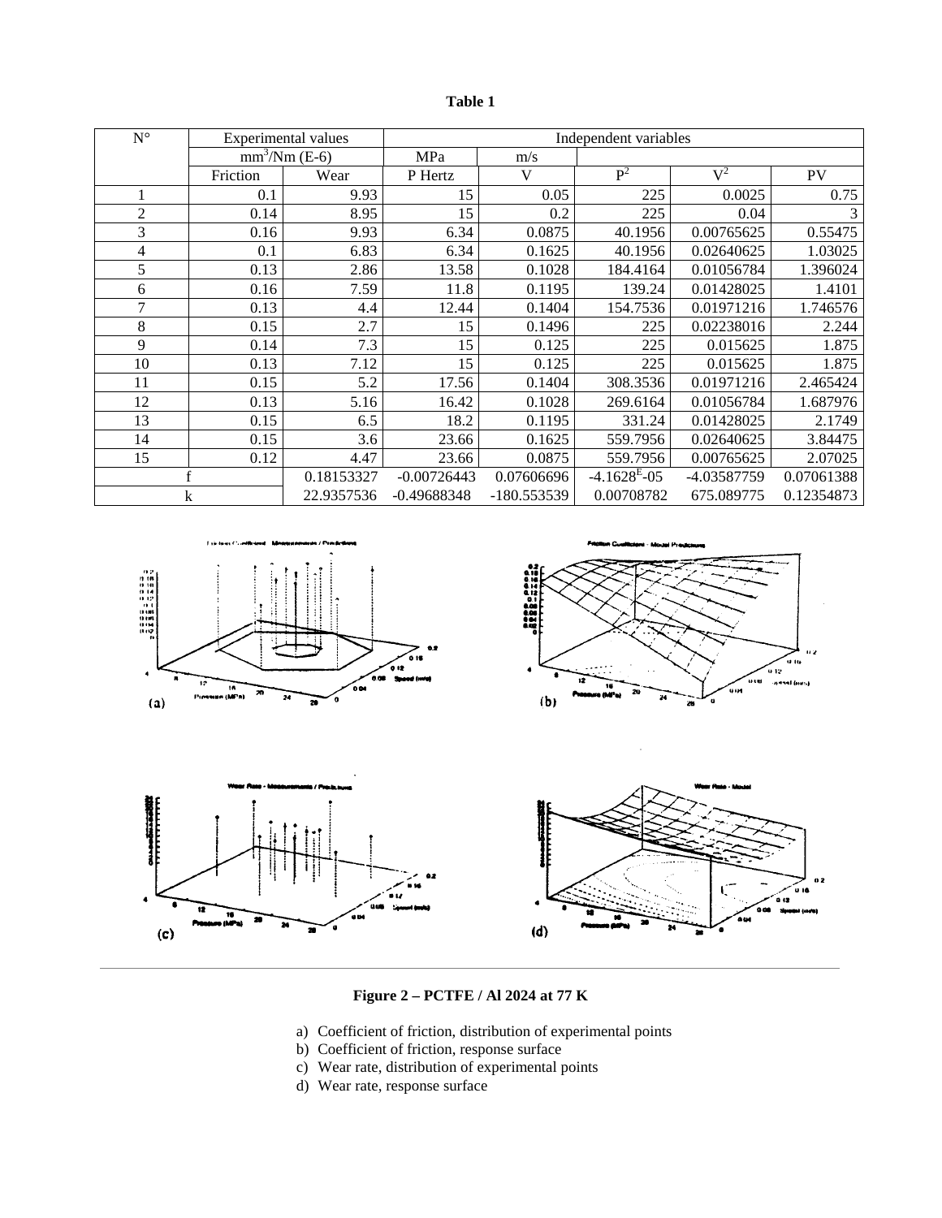**Table 1**

| N° | Experimental values | | Independent variables | | | | |
|---|---|---|---|---|---|---|---|
| | $mm^3/Nm$ (E-6) | | MPa | m/s | | | |
| | Friction | Wear | P Hertz | V | $P^2$ | $V^2$ | PV |
| 1 | 0.1 | 9.93 | 15 | 0.05 | 225 | 0.0025 | 0.75 |
| 2 | 0.14 | 8.95 | 15 | 0.2 | 225 | 0.04 | 3 |
| 3 | 0.16 | 9.93 | 6.34 | 0.0875 | 40.1956 | 0.00765625 | 0.55475 |
| 4 | 0.1 | 6.83 | 6.34 | 0.1625 | 40.1956 | 0.02640625 | 1.03025 |
| 5 | 0.13 | 2.86 | 13.58 | 0.1028 | 184.4164 | 0.01056784 | 1.396024 |
| 6 | 0.16 | 7.59 | 11.8 | 0.1195 | 139.24 | 0.01428025 | 1.4101 |
| 7 | 0.13 | 4.4 | 12.44 | 0.1404 | 154.7536 | 0.01971216 | 1.746576 |
| 8 | 0.15 | 2.7 | 15 | 0.1496 | 225 | 0.02238016 | 2.244 |
| 9 | 0.14 | 7.3 | 15 | 0.125 | 225 | 0.015625 | 1.875 |
| 10 | 0.13 | 7.12 | 15 | 0.125 | 225 | 0.015625 | 1.875 |
| 11 | 0.15 | 5.2 | 17.56 | 0.1404 | 308.3536 | 0.01971216 | 2.465424 |
| 12 | 0.13 | 5.16 | 16.42 | 0.1028 | 269.6164 | 0.01056784 | 1.687976 |
| 13 | 0.15 | 6.5 | 18.2 | 0.1195 | 331.24 | 0.01428025 | 2.1749 |
| 14 | 0.15 | 3.6 | 23.66 | 0.1625 | 559.7956 | 0.02640625 | 3.84475 |
| 15 | 0.12 | 4.47 | 23.66 | 0.0875 | 559.7956 | 0.00765625 | 2.07025 |
| f | | 0.18153327 | -0.00726443 | 0.07606696 | $-4.1628^{E}$-05 | -4.03587759 | 0.07061388 |
| k | | 22.9357536 | -0.49688348 | -180.553539 | 0.00708782 | 675.089775 | 0.12354873 |

**Figure 2 – PCTFE / Al 2024 at 77 K**

a) Coefficient of friction, distribution of experimental points
b) Coefficient of friction, response surface
c) Wear rate, distribution of experimental points
d) Wear rate, response surface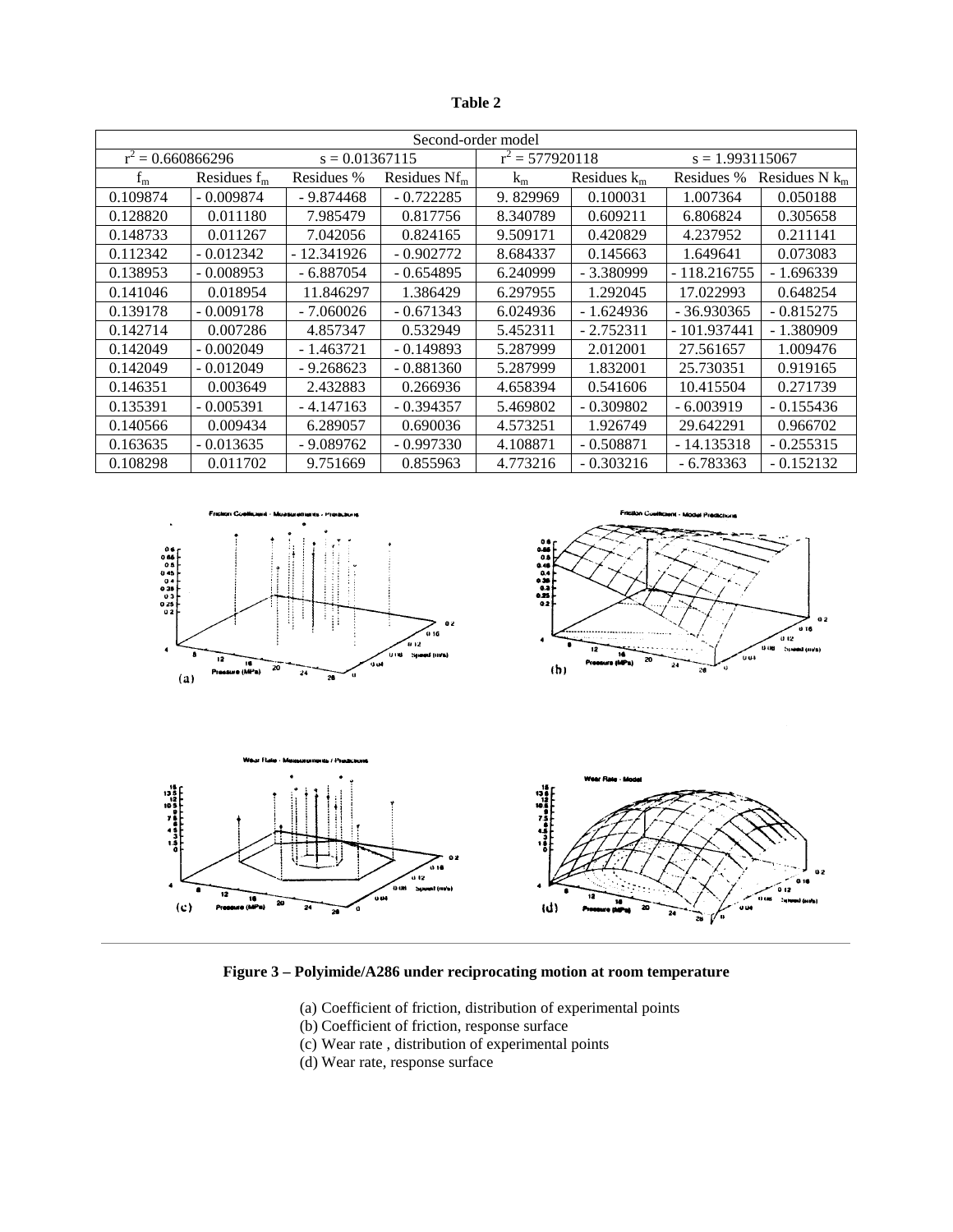**Table 2**

| Second-order model | | | | | | | |
|---|---|---|---|---|---|---|---|
| $r^2 = 0.660866296$ | | $s = 0.01367115$ | | $r^2 = 577920118$ | | $s = 1.993115067$ | |
| $f_m$ | Residues $f_m$ | Residues % | Residues $Nf_m$ | $k_m$ | Residues $k_m$ | Residues % | Residues N $k_m$ |
| 0.109874 | - 0.009874 | - 9.874468 | - 0.722285 | 9. 829969 | 0.100031 | 1.007364 | 0.050188 |
| 0.128820 | 0.011180 | 7.985479 | 0.817756 | 8.340789 | 0.609211 | 6.806824 | 0.305658 |
| 0.148733 | 0.011267 | 7.042056 | 0.824165 | 9.509171 | 0.420829 | 4.237952 | 0.211141 |
| 0.112342 | - 0.012342 | - 12.341926 | - 0.902772 | 8.684337 | 0.145663 | 1.649641 | 0.073083 |
| 0.138953 | - 0.008953 | - 6.887054 | - 0.654895 | 6.240999 | - 3.380999 | - 118.216755 | - 1.696339 |
| 0.141046 | 0.018954 | 11.846297 | 1.386429 | 6.297955 | 1.292045 | 17.022993 | 0.648254 |
| 0.139178 | - 0.009178 | - 7.060026 | - 0.671343 | 6.024936 | - 1.624936 | - 36.930365 | - 0.815275 |
| 0.142714 | 0.007286 | 4.857347 | 0.532949 | 5.452311 | - 2.752311 | - 101.937441 | - 1.380909 |
| 0.142049 | - 0.002049 | - 1.463721 | - 0.149893 | 5.287999 | 2.012001 | 27.561657 | 1.009476 |
| 0.142049 | - 0.012049 | - 9.268623 | - 0.881360 | 5.287999 | 1.832001 | 25.730351 | 0.919165 |
| 0.146351 | 0.003649 | 2.432883 | 0.266936 | 4.658394 | 0.541606 | 10.415504 | 0.271739 |
| 0.135391 | - 0.005391 | - 4.147163 | - 0.394357 | 5.469802 | - 0.309802 | - 6.003919 | - 0.155436 |
| 0.140566 | 0.009434 | 6.289057 | 0.690036 | 4.573251 | 1.926749 | 29.642291 | 0.966702 |
| 0.163635 | - 0.013635 | - 9.089762 | - 0.997330 | 4.108871 | - 0.508871 | - 14.135318 | - 0.255315 |
| 0.108298 | 0.011702 | 9.751669 | 0.855963 | 4.773216 | - 0.303216 | - 6.783363 | - 0.152132 |

**Figure 3 – Polyimide/A286 under reciprocating motion at room temperature**

(a) Coefficient of friction, distribution of experimental points
(b) Coefficient of friction, response surface
(c) Wear rate , distribution of experimental points
(d) Wear rate, response surface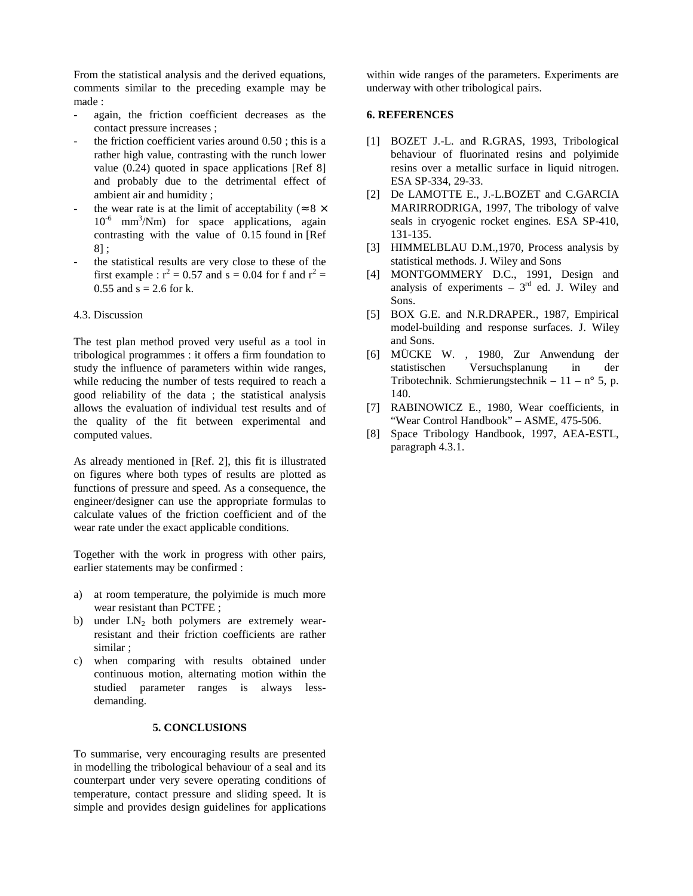From the statistical analysis and the derived equations, comments similar to the preceding example may be made :

- again, the friction coefficient decreases as the contact pressure increases ;
- the friction coefficient varies around 0.50 ; this is a rather high value, contrasting with the runch lower value (0.24) quoted in space applications [Ref 8] and probably due to the detrimental effect of ambient air and humidity ;
- the wear rate is at the limit of acceptability ($\approx 8 \times 10^{-6}$ $mm^3/Nm$) for space applications, again contrasting with the value of 0.15 found in [Ref 8] ;
- the statistical results are very close to these of the first example : $r^2 = 0.57$ and $s = 0.04$ for f and $r^2 = 0.55$ and $s = 2.6$ for k.

4.3. Discussion

The test plan method proved very useful as a tool in tribological programmes : it offers a firm foundation to study the influence of parameters within wide ranges, while reducing the number of tests required to reach a good reliability of the data ; the statistical analysis allows the evaluation of individual test results and of the quality of the fit between experimental and computed values.

As already mentioned in [Ref. 2], this fit is illustrated on figures where both types of results are plotted as functions of pressure and speed. As a consequence, the engineer/designer can use the appropriate formulas to calculate values of the friction coefficient and of the wear rate under the exact applicable conditions.

Together with the work in progress with other pairs, earlier statements may be confirmed :

a) at room temperature, the polyimide is much more wear resistant than PCTFE ;
b) under $LN_2$ both polymers are extremely wear-resistant and their friction coefficients are rather similar ;
c) when comparing with results obtained under continuous motion, alternating motion within the studied parameter ranges is always less-demanding.

## 5. CONCLUSIONS

To summarise, very encouraging results are presented in modelling the tribological behaviour of a seal and its counterpart under very severe operating conditions of temperature, contact pressure and sliding speed. It is simple and provides design guidelines for applications within wide ranges of the parameters. Experiments are underway with other tribological pairs.

## 6. REFERENCES

[1] BOZET J.-L. and R.GRAS, 1993, Tribological behaviour of fluorinated resins and polyimide resins over a metallic surface in liquid nitrogen. ESA SP-334, 29-33.

[2] De LAMOTTE E., J.-L.BOZET and C.GARCIA MARIRRODRIGA, 1997, The tribology of valve seals in cryogenic rocket engines. ESA SP-410, 131-135.

[3] HIMMELBLAU D.M.,1970, Process analysis by statistical methods. J. Wiley and Sons

[4] MONTGOMMERY D.C., 1991, Design and analysis of experiments – 3rd ed. J. Wiley and Sons.

[5] BOX G.E. and N.R.DRAPER., 1987, Empirical model-building and response surfaces. J. Wiley and Sons.

[6] MÜCKE W. , 1980, Zur Anwendung der statistischen Versuchsplanung in der Tribotechnik. Schmierungstechnik – 11 – n° 5, p. 140.

[7] RABINOWICZ E., 1980, Wear coefficients, in "Wear Control Handbook" – ASME, 475-506.

[8] Space Tribology Handbook, 1997, AEA-ESTL, paragraph 4.3.1.